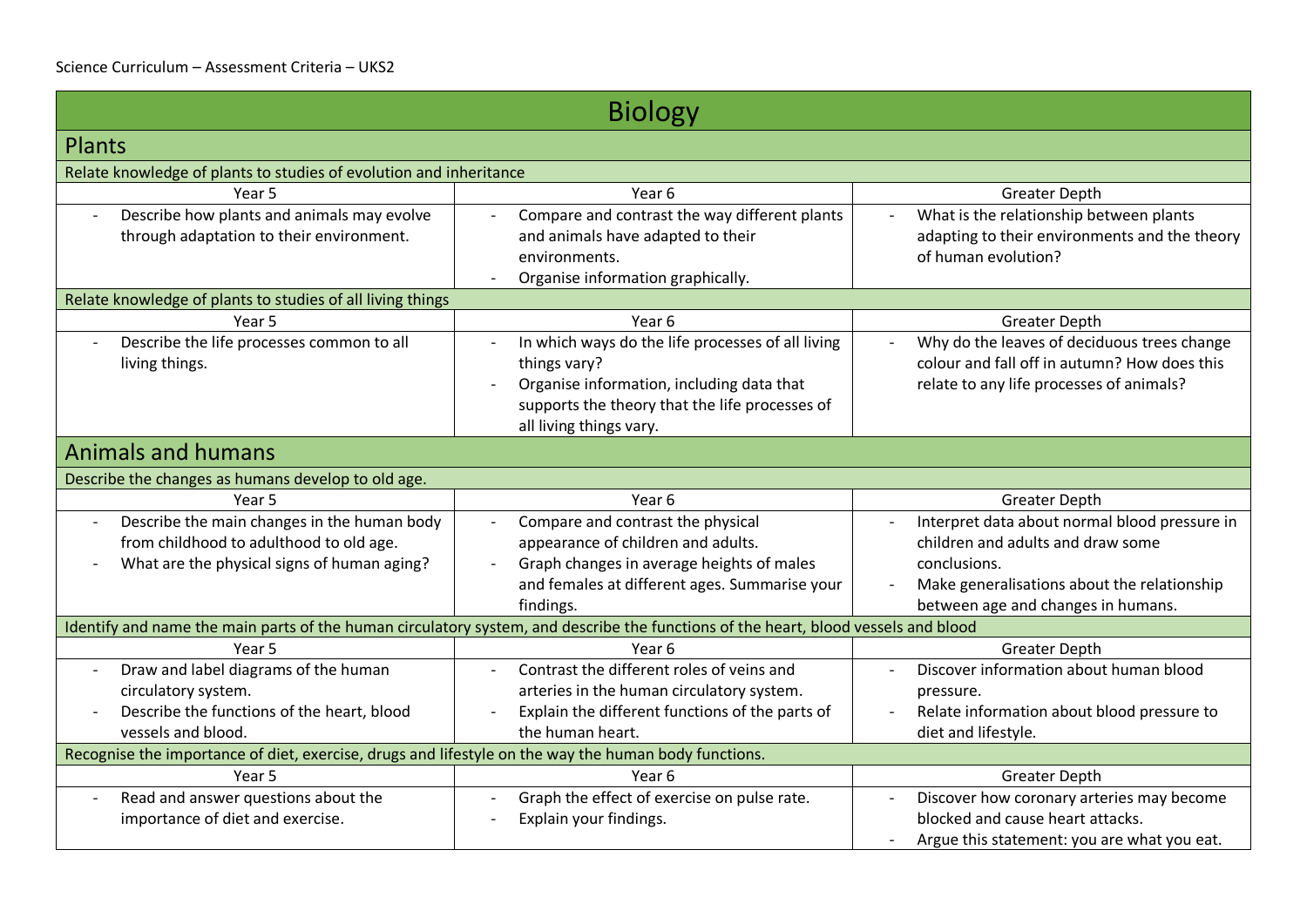Science Curriculum – Assessment Criteria – UKS2

# Biology

## Plants

### Relate knowledge of plants to studies of evolution and inheritance

| Year 5 | Year 6 | Greater Depth |
|---|---|---|
| - Describe how plants and animals may evolve through adaptation to their environment. | - Compare and contrast the way different plants and animals have adapted to their environments.<br>- Organise information graphically. | - What is the relationship between plants adapting to their environments and the theory of human evolution? |

### Relate knowledge of plants to studies of all living things

| Year 5 | Year 6 | Greater Depth |
|---|---|---|
| - Describe the life processes common to all living things. | - In which ways do the life processes of all living things vary?<br>- Organise information, including data that supports the theory that the life processes of all living things vary. | - Why do the leaves of deciduous trees change colour and fall off in autumn? How does this relate to any life processes of animals? |

## Animals and humans

### Describe the changes as humans develop to old age.

| Year 5 | Year 6 | Greater Depth |
|---|---|---|
| - Describe the main changes in the human body from childhood to adulthood to old age.<br>- What are the physical signs of human aging? | - Compare and contrast the physical appearance of children and adults.<br>- Graph changes in average heights of males and females at different ages. Summarise your findings. | - Interpret data about normal blood pressure in children and adults and draw some conclusions.<br>- Make generalisations about the relationship between age and changes in humans. |

### Identify and name the main parts of the human circulatory system, and describe the functions of the heart, blood vessels and blood

| Year 5 | Year 6 | Greater Depth |
|---|---|---|
| - Draw and label diagrams of the human circulatory system.<br>- Describe the functions of the heart, blood vessels and blood. | - Contrast the different roles of veins and arteries in the human circulatory system.<br>- Explain the different functions of the parts of the human heart. | - Discover information about human blood pressure.<br>- Relate information about blood pressure to diet and lifestyle. |

### Recognise the importance of diet, exercise, drugs and lifestyle on the way the human body functions.

| Year 5 | Year 6 | Greater Depth |
|---|---|---|
| - Read and answer questions about the importance of diet and exercise. | - Graph the effect of exercise on pulse rate.<br>- Explain your findings. | - Discover how coronary arteries may become blocked and cause heart attacks.<br>- Argue this statement: you are what you eat. |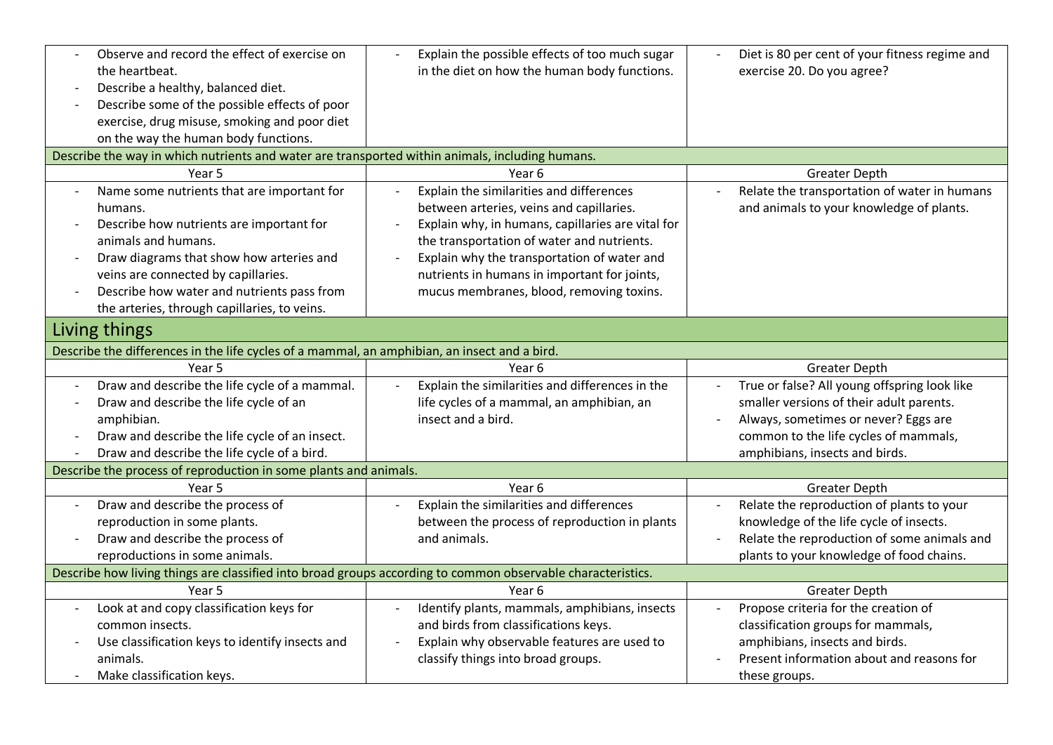| | | |
|---|---|---|
| - Observe and record the effect of exercise on the heartbeat.<br>- Describe a healthy, balanced diet.<br>- Describe some of the possible effects of poor exercise, drug misuse, smoking and poor diet on the way the human body functions. | - Explain the possible effects of too much sugar in the diet on how the human body functions. | - Diet is 80 per cent of your fitness regime and exercise 20. Do you agree? |

**Describe the way in which nutrients and water are transported within animals, including humans.**

| Year 5 | Year 6 | Greater Depth |
|---|---|---|
| - Name some nutrients that are important for humans.<br>- Describe how nutrients are important for animals and humans.<br>- Draw diagrams that show how arteries and veins are connected by capillaries.<br>- Describe how water and nutrients pass from the arteries, through capillaries, to veins. | - Explain the similarities and differences between arteries, veins and capillaries.<br>- Explain why, in humans, capillaries are vital for the transportation of water and nutrients.<br>- Explain why the transportation of water and nutrients in humans in important for joints, mucus membranes, blood, removing toxins. | - Relate the transportation of water in humans and animals to your knowledge of plants. |

## Living things

**Describe the differences in the life cycles of a mammal, an amphibian, an insect and a bird.**

| Year 5 | Year 6 | Greater Depth |
|---|---|---|
| - Draw and describe the life cycle of a mammal.<br>- Draw and describe the life cycle of an amphibian.<br>- Draw and describe the life cycle of an insect.<br>- Draw and describe the life cycle of a bird. | - Explain the similarities and differences in the life cycles of a mammal, an amphibian, an insect and a bird. | - True or false? All young offspring look like smaller versions of their adult parents.<br>- Always, sometimes or never? Eggs are common to the life cycles of mammals, amphibians, insects and birds. |

**Describe the process of reproduction in some plants and animals.**

| Year 5 | Year 6 | Greater Depth |
|---|---|---|
| - Draw and describe the process of reproduction in some plants.<br>- Draw and describe the process of reproductions in some animals. | - Explain the similarities and differences between the process of reproduction in plants and animals. | - Relate the reproduction of plants to your knowledge of the life cycle of insects.<br>- Relate the reproduction of some animals and plants to your knowledge of food chains. |

**Describe how living things are classified into broad groups according to common observable characteristics.**

| Year 5 | Year 6 | Greater Depth |
|---|---|---|
| - Look at and copy classification keys for common insects.<br>- Use classification keys to identify insects and animals.<br>- Make classification keys. | - Identify plants, mammals, amphibians, insects and birds from classifications keys.<br>- Explain why observable features are used to classify things into broad groups. | - Propose criteria for the creation of classification groups for mammals, amphibians, insects and birds.<br>- Present information about and reasons for these groups. |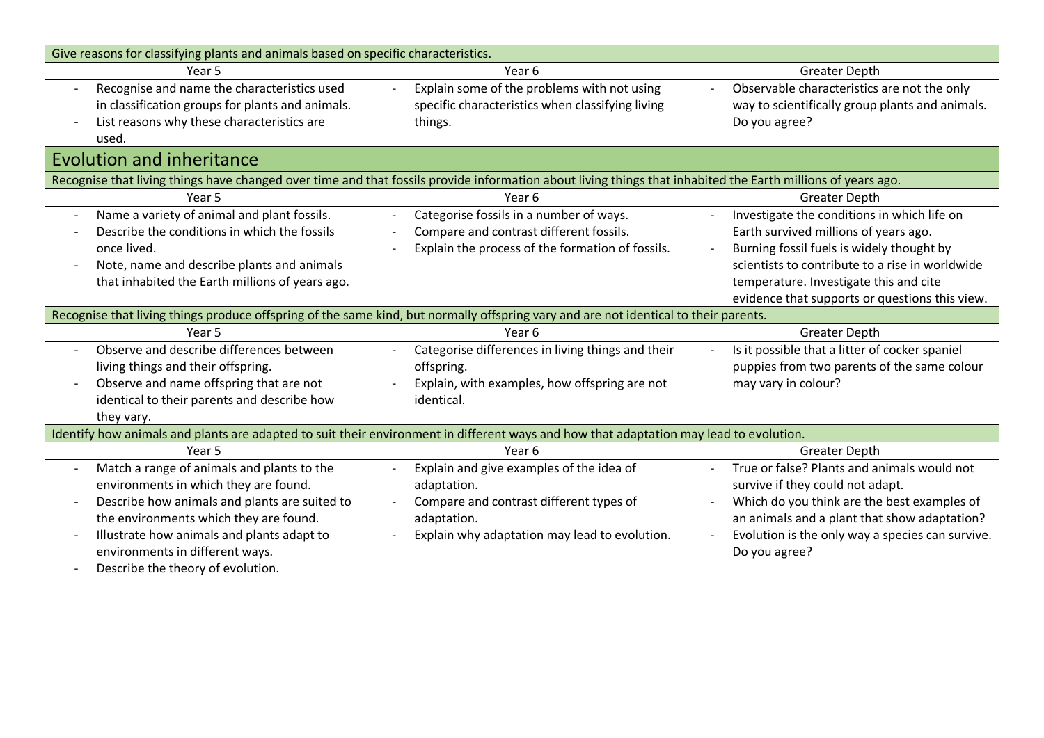| Give reasons for classifying plants and animals based on specific characteristics. | | |
|---|---|---|
| Year 5 | Year 6 | Greater Depth |
| - Recognise and name the characteristics used in classification groups for plants and animals.<br>- List reasons why these characteristics are used. | - Explain some of the problems with not using specific characteristics when classifying living things. | - Observable characteristics are not the only way to scientifically group plants and animals. Do you agree? |

## Evolution and inheritance

| Recognise that living things have changed over time and that fossils provide information about living things that inhabited the Earth millions of years ago. | | |
|---|---|---|
| Year 5 | Year 6 | Greater Depth |
| - Name a variety of animal and plant fossils.<br>- Describe the conditions in which the fossils once lived.<br>- Note, name and describe plants and animals that inhabited the Earth millions of years ago. | - Categorise fossils in a number of ways.<br>- Compare and contrast different fossils.<br>- Explain the process of the formation of fossils. | - Investigate the conditions in which life on Earth survived millions of years ago.<br>- Burning fossil fuels is widely thought by scientists to contribute to a rise in worldwide temperature. Investigate this and cite evidence that supports or questions this view. |
| **Recognise that living things produce offspring of the same kind, but normally offspring vary and are not identical to their parents.** | | |
| Year 5 | Year 6 | Greater Depth |
| - Observe and describe differences between living things and their offspring.<br>- Observe and name offspring that are not identical to their parents and describe how they vary. | - Categorise differences in living things and their offspring.<br>- Explain, with examples, how offspring are not identical. | - Is it possible that a litter of cocker spaniel puppies from two parents of the same colour may vary in colour? |
| **Identify how animals and plants are adapted to suit their environment in different ways and how that adaptation may lead to evolution.** | | |
| Year 5 | Year 6 | Greater Depth |
| - Match a range of animals and plants to the environments in which they are found.<br>- Describe how animals and plants are suited to the environments which they are found.<br>- Illustrate how animals and plants adapt to environments in different ways.<br>- Describe the theory of evolution. | - Explain and give examples of the idea of adaptation.<br>- Compare and contrast different types of adaptation.<br>- Explain why adaptation may lead to evolution. | - True or false? Plants and animals would not survive if they could not adapt.<br>- Which do you think are the best examples of an animals and a plant that show adaptation?<br>- Evolution is the only way a species can survive. Do you agree? |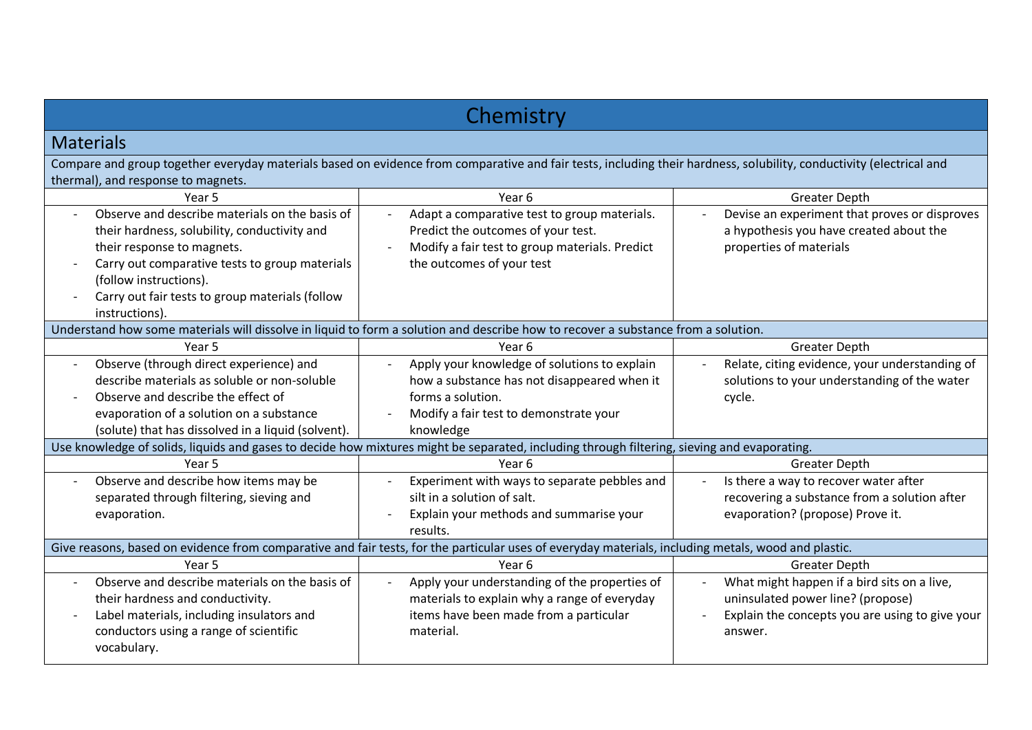# Chemistry

## Materials

Compare and group together everyday materials based on evidence from comparative and fair tests, including their hardness, solubility, conductivity (electrical and thermal), and response to magnets.

| Year 5 | Year 6 | Greater Depth |
| --- | --- | --- |
| - Observe and describe materials on the basis of their hardness, solubility, conductivity and their response to magnets.<br>- Carry out comparative tests to group materials (follow instructions).<br>- Carry out fair tests to group materials (follow instructions). | - Adapt a comparative test to group materials. Predict the outcomes of your test.<br>- Modify a fair test to group materials. Predict the outcomes of your test | - Devise an experiment that proves or disproves a hypothesis you have created about the properties of materials |

Understand how some materials will dissolve in liquid to form a solution and describe how to recover a substance from a solution.

| Year 5 | Year 6 | Greater Depth |
| --- | --- | --- |
| - Observe (through direct experience) and describe materials as soluble or non-soluble<br>- Observe and describe the effect of evaporation of a solution on a substance (solute) that has dissolved in a liquid (solvent). | - Apply your knowledge of solutions to explain how a substance has not disappeared when it forms a solution.<br>- Modify a fair test to demonstrate your knowledge | - Relate, citing evidence, your understanding of solutions to your understanding of the water cycle. |

Use knowledge of solids, liquids and gases to decide how mixtures might be separated, including through filtering, sieving and evaporating.

| Year 5 | Year 6 | Greater Depth |
| --- | --- | --- |
| - Observe and describe how items may be separated through filtering, sieving and evaporation. | - Experiment with ways to separate pebbles and silt in a solution of salt.<br>- Explain your methods and summarise your results. | - Is there a way to recover water after recovering a substance from a solution after evaporation? (propose) Prove it. |

Give reasons, based on evidence from comparative and fair tests, for the particular uses of everyday materials, including metals, wood and plastic.

| Year 5 | Year 6 | Greater Depth |
| --- | --- | --- |
| - Observe and describe materials on the basis of their hardness and conductivity.<br>- Label materials, including insulators and conductors using a range of scientific vocabulary. | - Apply your understanding of the properties of materials to explain why a range of everyday items have been made from a particular material. | - What might happen if a bird sits on a live, uninsulated power line? (propose)<br>- Explain the concepts you are using to give your answer. |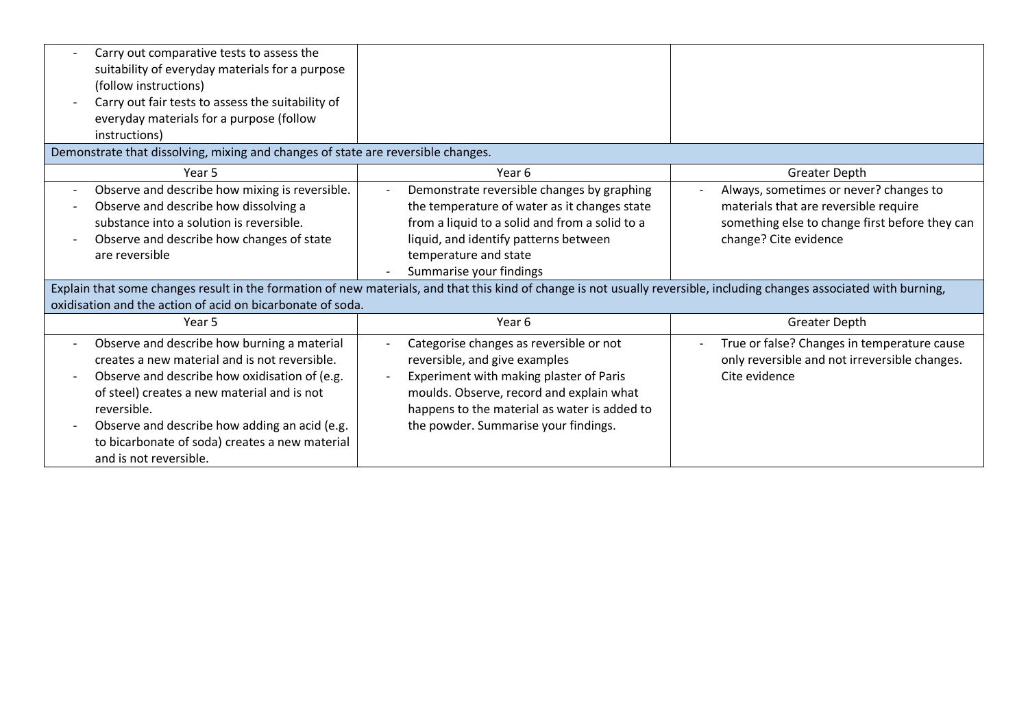| | | |
|---|---|---|
| - Carry out comparative tests to assess the suitability of everyday materials for a purpose (follow instructions)<br>- Carry out fair tests to assess the suitability of everyday materials for a purpose (follow instructions) | | |
| Demonstrate that dissolving, mixing and changes of state are reversible changes. | | |
| Year 5 | Year 6 | Greater Depth |
| - Observe and describe how mixing is reversible.<br>- Observe and describe how dissolving a substance into a solution is reversible.<br>- Observe and describe how changes of state are reversible | - Demonstrate reversible changes by graphing the temperature of water as it changes state from a liquid to a solid and from a solid to a liquid, and identify patterns between temperature and state<br>- Summarise your findings | - Always, sometimes or never? changes to materials that are reversible require something else to change first before they can change? Cite evidence |
| Explain that some changes result in the formation of new materials, and that this kind of change is not usually reversible, including changes associated with burning, oxidisation and the action of acid on bicarbonate of soda. | | |
| Year 5 | Year 6 | Greater Depth |
| - Observe and describe how burning a material creates a new material and is not reversible.<br>- Observe and describe how oxidisation of (e.g. of steel) creates a new material and is not reversible.<br>- Observe and describe how adding an acid (e.g. to bicarbonate of soda) creates a new material and is not reversible. | - Categorise changes as reversible or not reversible, and give examples<br>- Experiment with making plaster of Paris moulds. Observe, record and explain what happens to the material as water is added to the powder. Summarise your findings. | - True or false? Changes in temperature cause only reversible and not irreversible changes. Cite evidence |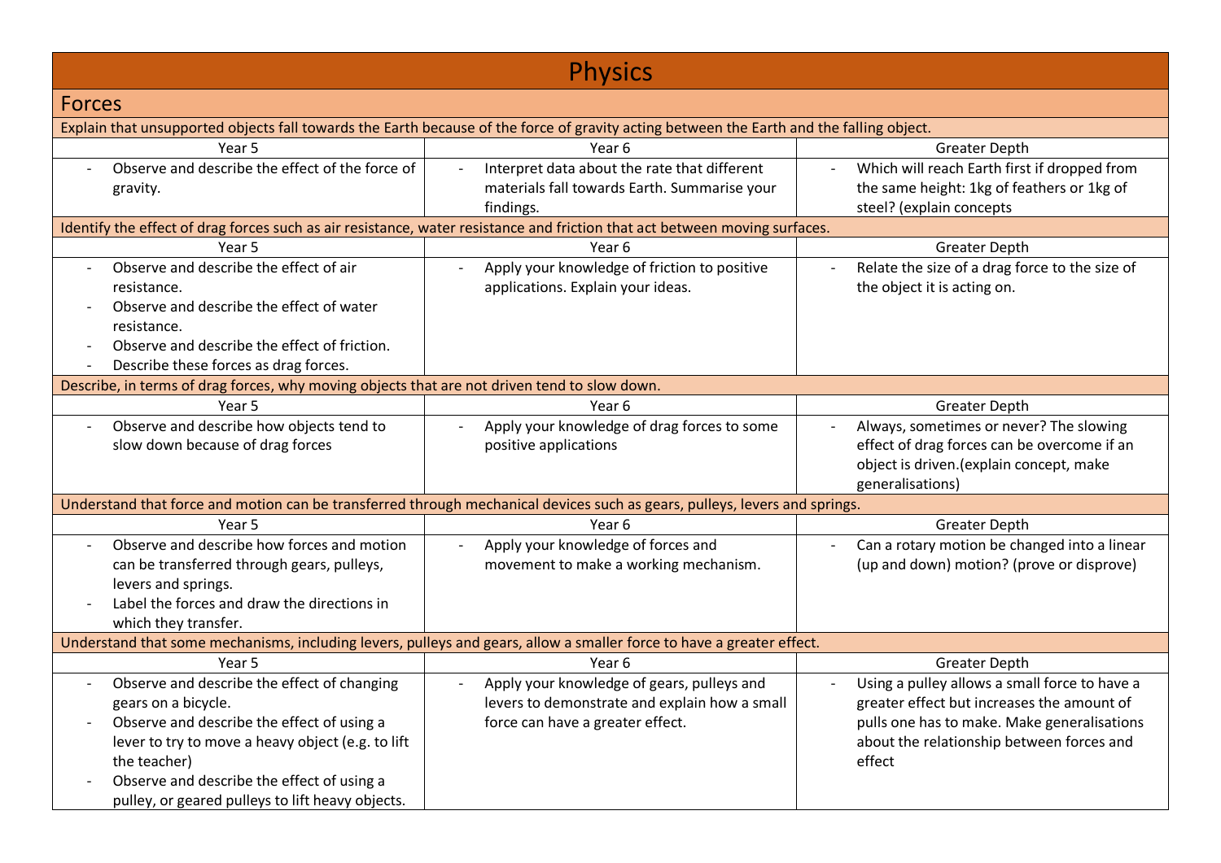# Physics

## Forces

| Explain that unsupported objects fall towards the Earth because of the force of gravity acting between the Earth and the falling object. | | |
|---|---|---|
| Year 5 | Year 6 | Greater Depth |
| - Observe and describe the effect of the force of gravity. | - Interpret data about the rate that different materials fall towards Earth. Summarise your findings. | - Which will reach Earth first if dropped from the same height: 1kg of feathers or 1kg of steel? (explain concepts |
| **Identify the effect of drag forces such as air resistance, water resistance and friction that act between moving surfaces.** | | |
| Year 5 | Year 6 | Greater Depth |
| - Observe and describe the effect of air resistance.<br>- Observe and describe the effect of water resistance.<br>- Observe and describe the effect of friction.<br>- Describe these forces as drag forces. | - Apply your knowledge of friction to positive applications. Explain your ideas. | - Relate the size of a drag force to the size of the object it is acting on. |
| **Describe, in terms of drag forces, why moving objects that are not driven tend to slow down.** | | |
| Year 5 | Year 6 | Greater Depth |
| - Observe and describe how objects tend to slow down because of drag forces | - Apply your knowledge of drag forces to some positive applications | - Always, sometimes or never? The slowing effect of drag forces can be overcome if an object is driven.(explain concept, make generalisations) |
| **Understand that force and motion can be transferred through mechanical devices such as gears, pulleys, levers and springs.** | | |
| Year 5 | Year 6 | Greater Depth |
| - Observe and describe how forces and motion can be transferred through gears, pulleys, levers and springs.<br>- Label the forces and draw the directions in which they transfer. | - Apply your knowledge of forces and movement to make a working mechanism. | - Can a rotary motion be changed into a linear (up and down) motion? (prove or disprove) |
| **Understand that some mechanisms, including levers, pulleys and gears, allow a smaller force to have a greater effect.** | | |
| Year 5 | Year 6 | Greater Depth |
| - Observe and describe the effect of changing gears on a bicycle.<br>- Observe and describe the effect of using a lever to try to move a heavy object (e.g. to lift the teacher)<br>- Observe and describe the effect of using a pulley, or geared pulleys to lift heavy objects. | - Apply your knowledge of gears, pulleys and levers to demonstrate and explain how a small force can have a greater effect. | - Using a pulley allows a small force to have a greater effect but increases the amount of pulls one has to make. Make generalisations about the relationship between forces and effect |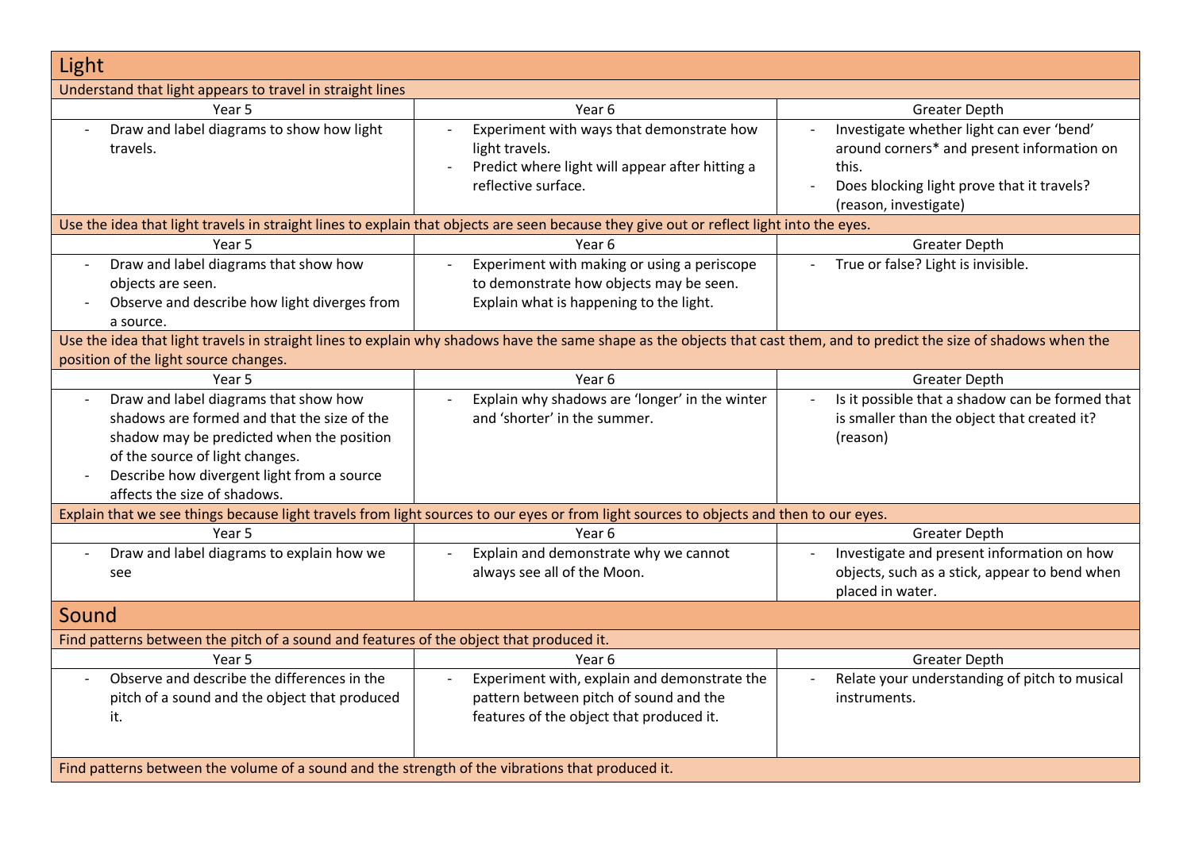## Light

| Understand that light appears to travel in straight lines | | |
|---|---|---|
| Year 5 | Year 6 | Greater Depth |
| - Draw and label diagrams to show how light travels. | - Experiment with ways that demonstrate how light travels.<br>- Predict where light will appear after hitting a reflective surface. | - Investigate whether light can ever 'bend' around corners* and present information on this.<br>- Does blocking light prove that it travels? (reason, investigate) |
| **Use the idea that light travels in straight lines to explain that objects are seen because they give out or reflect light into the eyes.** | | |
| Year 5 | Year 6 | Greater Depth |
| - Draw and label diagrams that show how objects are seen.<br>- Observe and describe how light diverges from a source. | - Experiment with making or using a periscope to demonstrate how objects may be seen. Explain what is happening to the light. | - True or false? Light is invisible. |
| **Use the idea that light travels in straight lines to explain why shadows have the same shape as the objects that cast them, and to predict the size of shadows when the position of the light source changes.** | | |
| Year 5 | Year 6 | Greater Depth |
| - Draw and label diagrams that show how shadows are formed and that the size of the shadow may be predicted when the position of the source of light changes.<br>- Describe how divergent light from a source affects the size of shadows. | - Explain why shadows are 'longer' in the winter and 'shorter' in the summer. | - Is it possible that a shadow can be formed that is smaller than the object that created it? (reason) |
| **Explain that we see things because light travels from light sources to our eyes or from light sources to objects and then to our eyes.** | | |
| Year 5 | Year 6 | Greater Depth |
| - Draw and label diagrams to explain how we see | - Explain and demonstrate why we cannot always see all of the Moon. | - Investigate and present information on how objects, such as a stick, appear to bend when placed in water. |

## Sound

| Find patterns between the pitch of a sound and features of the object that produced it. | | |
|---|---|---|
| Year 5 | Year 6 | Greater Depth |
| - Observe and describe the differences in the pitch of a sound and the object that produced it. | - Experiment with, explain and demonstrate the pattern between pitch of sound and the features of the object that produced it. | - Relate your understanding of pitch to musical instruments. |
| **Find patterns between the volume of a sound and the strength of the vibrations that produced it.** | | |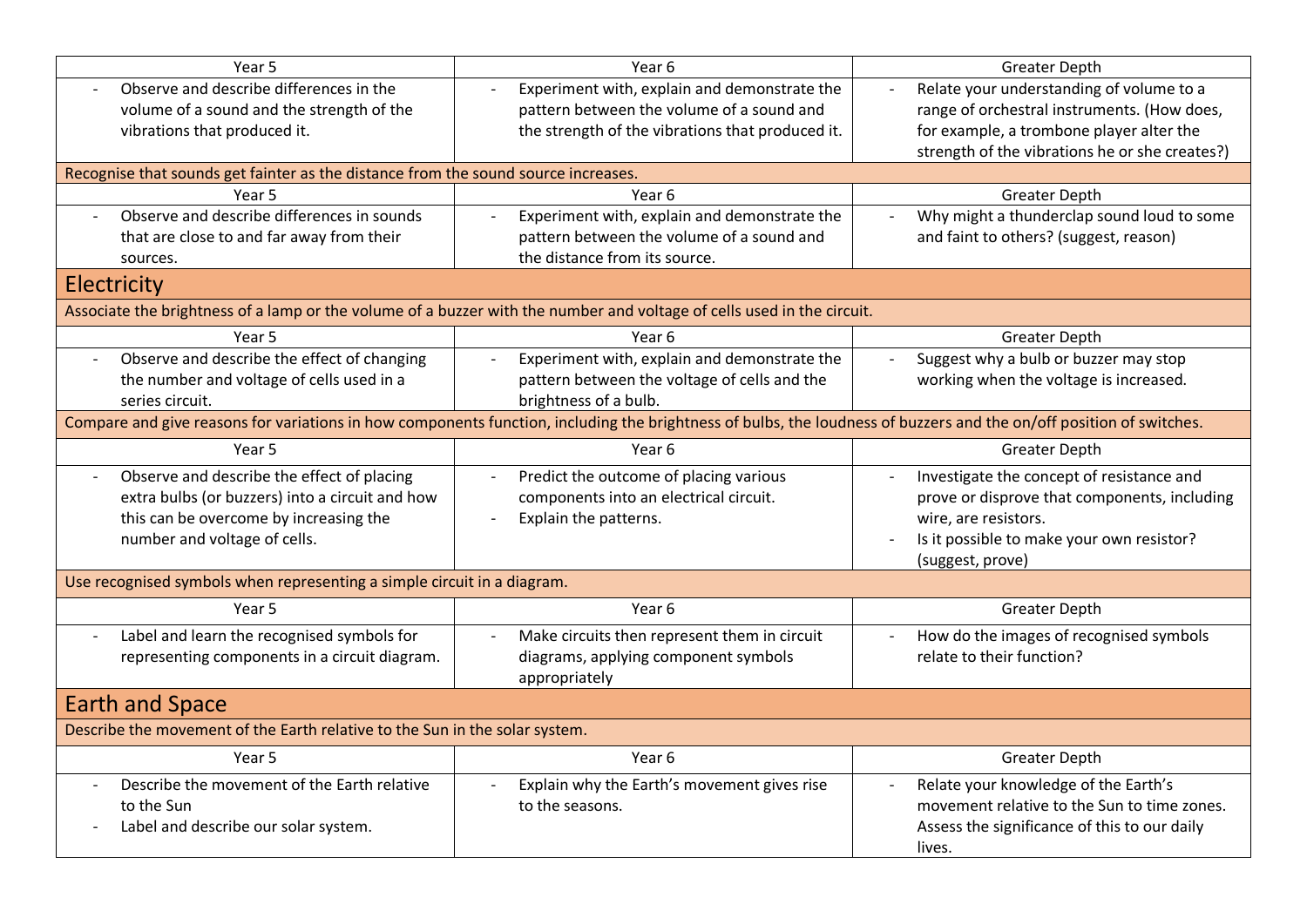| Year 5 | Year 6 | Greater Depth |
| --- | --- | --- |
| - Observe and describe differences in the volume of a sound and the strength of the vibrations that produced it. | - Experiment with, explain and demonstrate the pattern between the volume of a sound and the strength of the vibrations that produced it. | - Relate your understanding of volume to a range of orchestral instruments. (How does, for example, a trombone player alter the strength of the vibrations he or she creates?) |

Recognise that sounds get fainter as the distance from the sound source increases.

| Year 5 | Year 6 | Greater Depth |
| --- | --- | --- |
| - Observe and describe differences in sounds that are close to and far away from their sources. | - Experiment with, explain and demonstrate the pattern between the volume of a sound and the distance from its source. | - Why might a thunderclap sound loud to some and faint to others? (suggest, reason) |

## Electricity

Associate the brightness of a lamp or the volume of a buzzer with the number and voltage of cells used in the circuit.

| Year 5 | Year 6 | Greater Depth |
| --- | --- | --- |
| - Observe and describe the effect of changing the number and voltage of cells used in a series circuit. | - Experiment with, explain and demonstrate the pattern between the voltage of cells and the brightness of a bulb. | - Suggest why a bulb or buzzer may stop working when the voltage is increased. |

Compare and give reasons for variations in how components function, including the brightness of bulbs, the loudness of buzzers and the on/off position of switches.

| Year 5 | Year 6 | Greater Depth |
| --- | --- | --- |
| - Observe and describe the effect of placing extra bulbs (or buzzers) into a circuit and how this can be overcome by increasing the number and voltage of cells. | - Predict the outcome of placing various components into an electrical circuit.<br>- Explain the patterns. | - Investigate the concept of resistance and prove or disprove that components, including wire, are resistors.<br>- Is it possible to make your own resistor? (suggest, prove) |

Use recognised symbols when representing a simple circuit in a diagram.

| Year 5 | Year 6 | Greater Depth |
| --- | --- | --- |
| - Label and learn the recognised symbols for representing components in a circuit diagram. | - Make circuits then represent them in circuit diagrams, applying component symbols appropriately | - How do the images of recognised symbols relate to their function? |

## Earth and Space

Describe the movement of the Earth relative to the Sun in the solar system.

| Year 5 | Year 6 | Greater Depth |
| --- | --- | --- |
| - Describe the movement of the Earth relative to the Sun<br>- Label and describe our solar system. | - Explain why the Earth's movement gives rise to the seasons. | - Relate your knowledge of the Earth's movement relative to the Sun to time zones. Assess the significance of this to our daily lives. |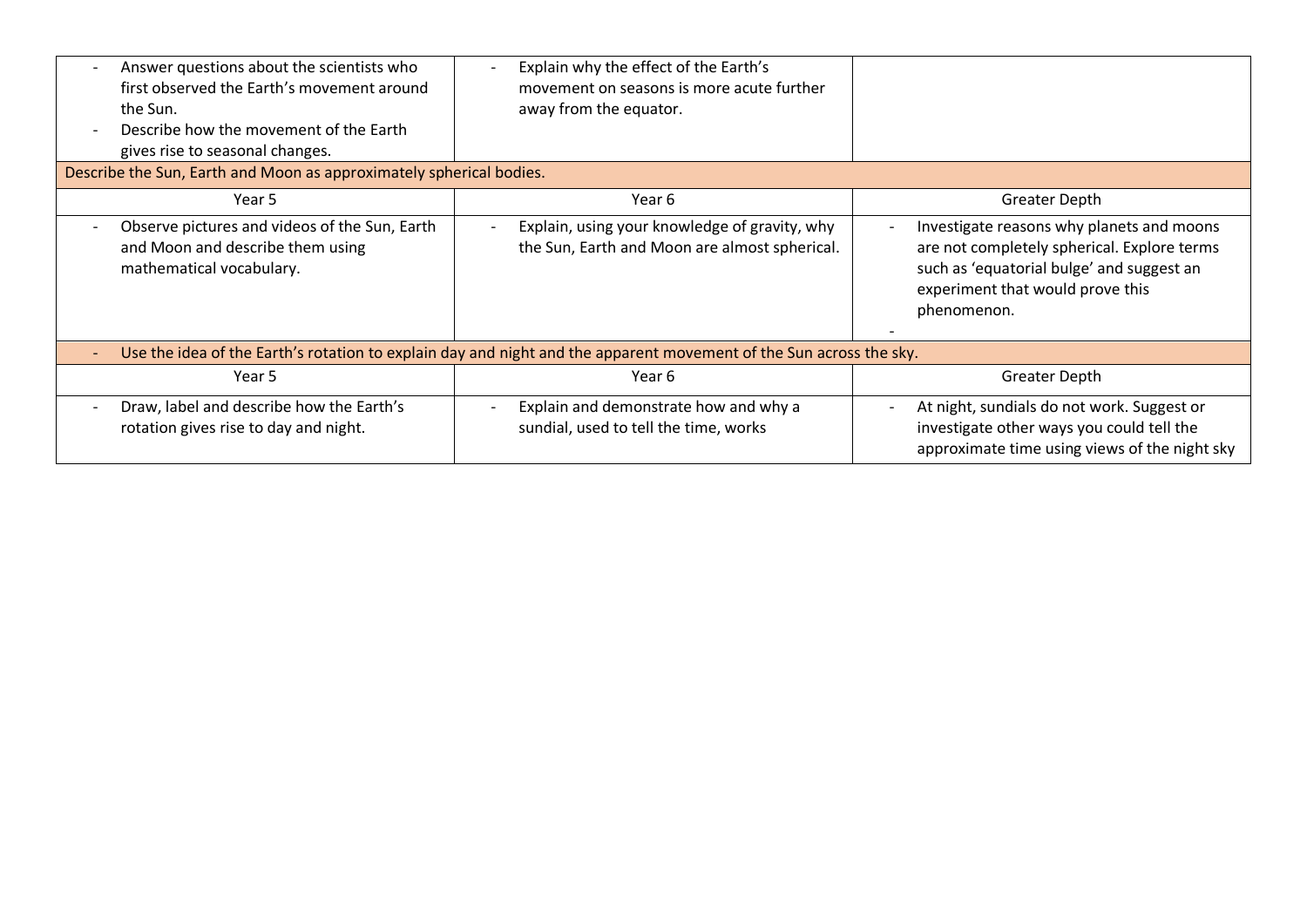| | | |
|---|---|---|
| - Answer questions about the scientists who first observed the Earth's movement around the Sun.<br>- Describe how the movement of the Earth gives rise to seasonal changes. | - Explain why the effect of the Earth's movement on seasons is more acute further away from the equator. | |
| Describe the Sun, Earth and Moon as approximately spherical bodies. | | |
| Year 5 | Year 6 | Greater Depth |
| - Observe pictures and videos of the Sun, Earth and Moon and describe them using mathematical vocabulary. | - Explain, using your knowledge of gravity, why the Sun, Earth and Moon are almost spherical. | - Investigate reasons why planets and moons are not completely spherical. Explore terms such as 'equatorial bulge' and suggest an experiment that would prove this phenomenon.<br>- |
| - Use the idea of the Earth's rotation to explain day and night and the apparent movement of the Sun across the sky. | | |
| Year 5 | Year 6 | Greater Depth |
| - Draw, label and describe how the Earth's rotation gives rise to day and night. | - Explain and demonstrate how and why a sundial, used to tell the time, works | - At night, sundials do not work. Suggest or investigate other ways you could tell the approximate time using views of the night sky |